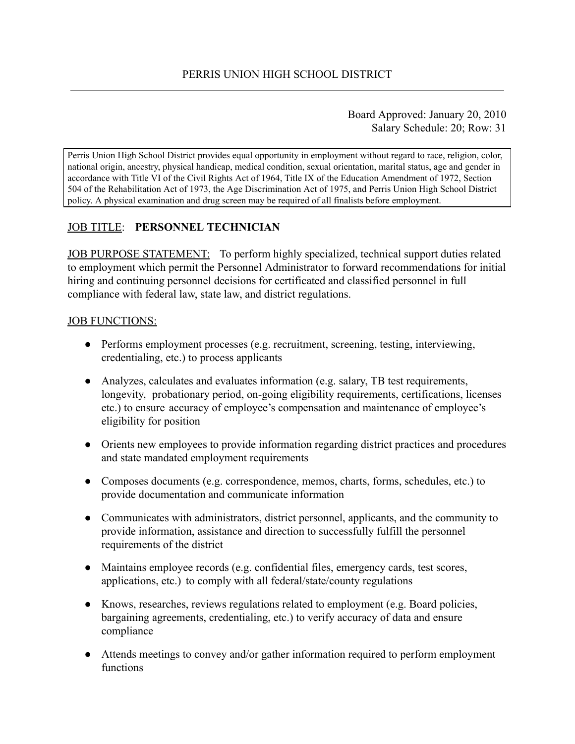# PERRIS UNION HIGH SCHOOL DISTRICT

Board Approved: January 20, 2010
Salary Schedule: 20; Row: 31

Perris Union High School District provides equal opportunity in employment without regard to race, religion, color, national origin, ancestry, physical handicap, medical condition, sexual orientation, marital status, age and gender in accordance with Title VI of the Civil Rights Act of 1964, Title IX of the Education Amendment of 1972, Section 504 of the Rehabilitation Act of 1973, the Age Discrimination Act of 1975, and Perris Union High School District policy. A physical examination and drug screen may be required of all finalists before employment.

JOB TITLE: **PERSONNEL TECHNICIAN**

JOB PURPOSE STATEMENT: To perform highly specialized, technical support duties related to employment which permit the Personnel Administrator to forward recommendations for initial hiring and continuing personnel decisions for certificated and classified personnel in full compliance with federal law, state law, and district regulations.

JOB FUNCTIONS:

- Performs employment processes (e.g. recruitment, screening, testing, interviewing, credentialing, etc.) to process applicants
- Analyzes, calculates and evaluates information (e.g. salary, TB test requirements, longevity, probationary period, on-going eligibility requirements, certifications, licenses etc.) to ensure accuracy of employee's compensation and maintenance of employee's eligibility for position
- Orients new employees to provide information regarding district practices and procedures and state mandated employment requirements
- Composes documents (e.g. correspondence, memos, charts, forms, schedules, etc.) to provide documentation and communicate information
- Communicates with administrators, district personnel, applicants, and the community to provide information, assistance and direction to successfully fulfill the personnel requirements of the district
- Maintains employee records (e.g. confidential files, emergency cards, test scores, applications, etc.) to comply with all federal/state/county regulations
- Knows, researches, reviews regulations related to employment (e.g. Board policies, bargaining agreements, credentialing, etc.) to verify accuracy of data and ensure compliance
- Attends meetings to convey and/or gather information required to perform employment functions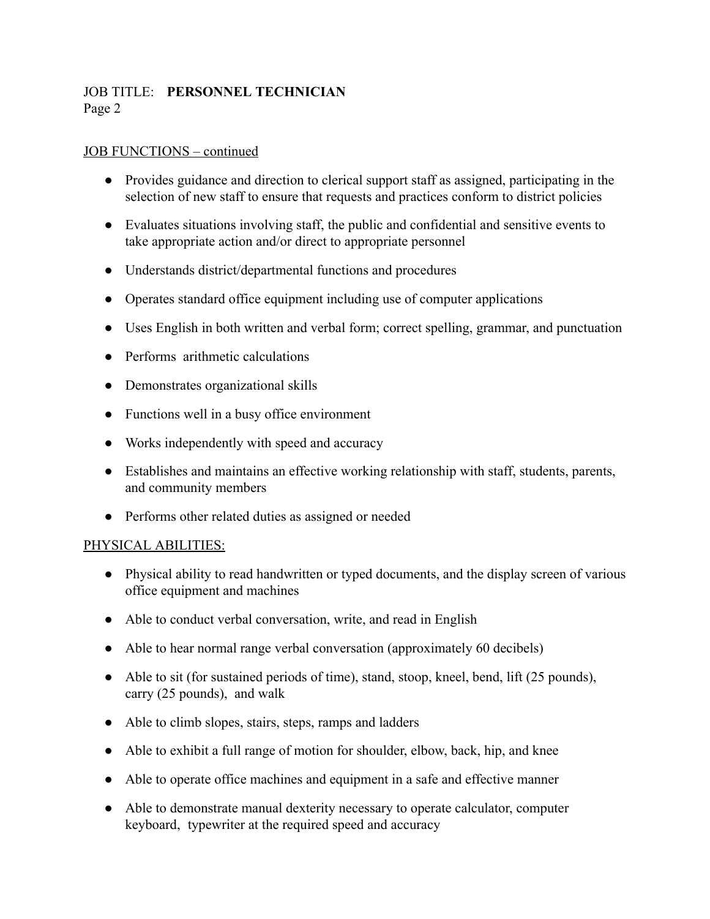JOB TITLE: **PERSONNEL TECHNICIAN**

JOB FUNCTIONS – continued

- Provides guidance and direction to clerical support staff as assigned, participating in the selection of new staff to ensure that requests and practices conform to district policies
- Evaluates situations involving staff, the public and confidential and sensitive events to take appropriate action and/or direct to appropriate personnel
- Understands district/departmental functions and procedures
- Operates standard office equipment including use of computer applications
- Uses English in both written and verbal form; correct spelling, grammar, and punctuation
- Performs arithmetic calculations
- Demonstrates organizational skills
- Functions well in a busy office environment
- Works independently with speed and accuracy
- Establishes and maintains an effective working relationship with staff, students, parents, and community members
- Performs other related duties as assigned or needed

PHYSICAL ABILITIES:

- Physical ability to read handwritten or typed documents, and the display screen of various office equipment and machines
- Able to conduct verbal conversation, write, and read in English
- Able to hear normal range verbal conversation (approximately 60 decibels)
- Able to sit (for sustained periods of time), stand, stoop, kneel, bend, lift (25 pounds), carry (25 pounds), and walk
- Able to climb slopes, stairs, steps, ramps and ladders
- Able to exhibit a full range of motion for shoulder, elbow, back, hip, and knee
- Able to operate office machines and equipment in a safe and effective manner
- Able to demonstrate manual dexterity necessary to operate calculator, computer keyboard, typewriter at the required speed and accuracy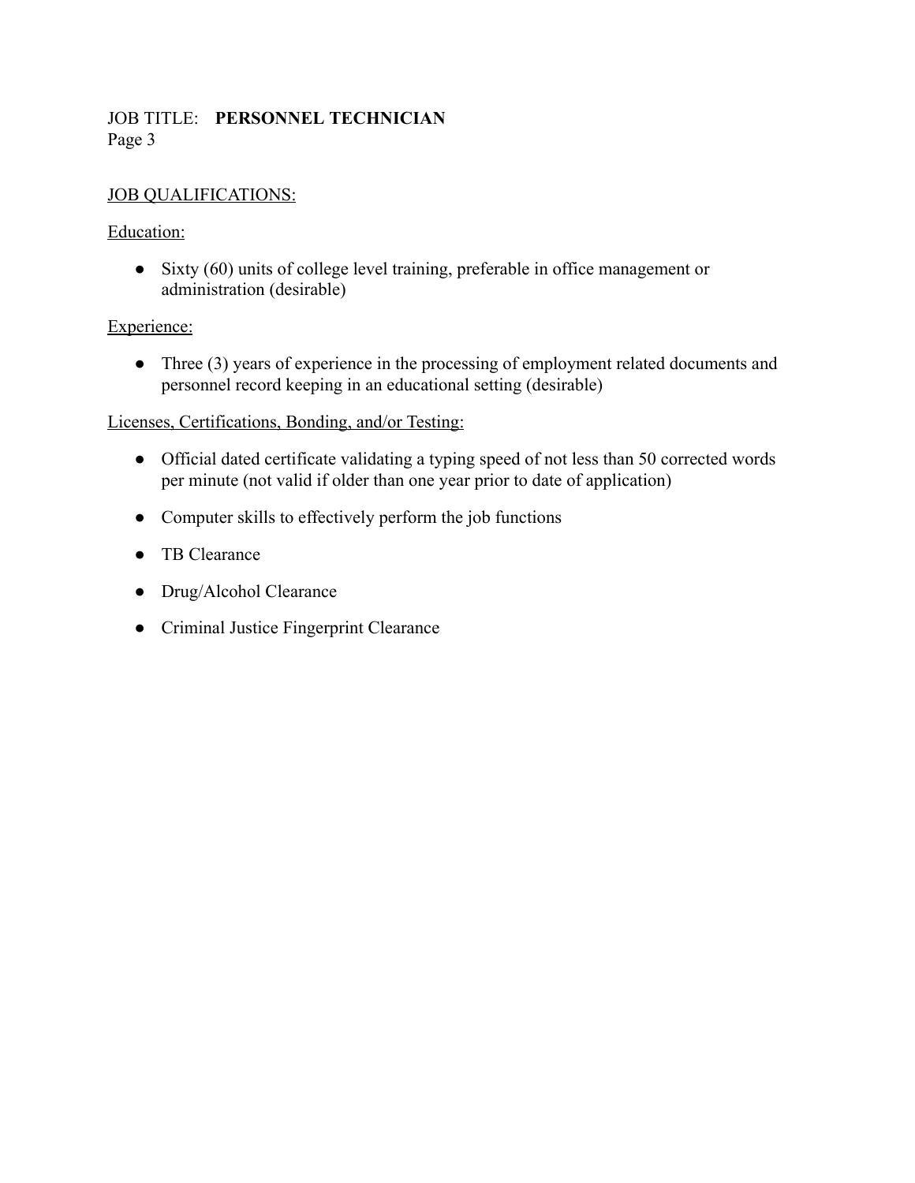JOB TITLE: **PERSONNEL TECHNICIAN**

## JOB QUALIFICATIONS:

### Education:

- Sixty (60) units of college level training, preferable in office management or administration (desirable)

### Experience:

- Three (3) years of experience in the processing of employment related documents and personnel record keeping in an educational setting (desirable)

### Licenses, Certifications, Bonding, and/or Testing:

- Official dated certificate validating a typing speed of not less than 50 corrected words per minute (not valid if older than one year prior to date of application)
- Computer skills to effectively perform the job functions
- TB Clearance
- Drug/Alcohol Clearance
- Criminal Justice Fingerprint Clearance